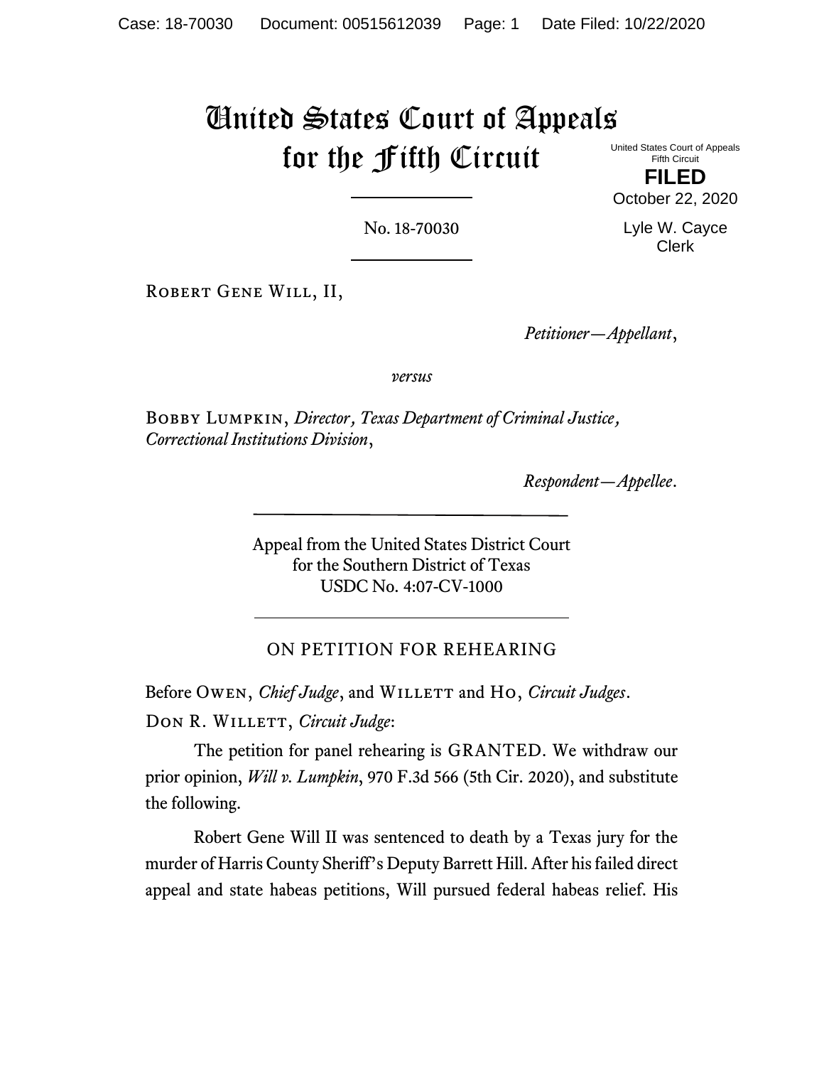# United States Court of Appeals for the Fifth Circuit

United States Court of Appeals
Fifth Circuit

**FILED**

October 22, 2020

Lyle W. Cayce
Clerk

No. 18-70030

Robert Gene Will, II,

*Petitioner—Appellant*,

*versus*

Bobby Lumpkin, *Director, Texas Department of Criminal Justice, Correctional Institutions Division*,

*Respondent—Appellee*.

Appeal from the United States District Court
for the Southern District of Texas
USDC No. 4:07-CV-1000

ON PETITION FOR REHEARING

Before Owen, *Chief Judge*, and Willett and Ho, *Circuit Judges*.

Don R. Willett, *Circuit Judge*:

The petition for panel rehearing is GRANTED. We withdraw our prior opinion, *Will v. Lumpkin*, 970 F.3d 566 (5th Cir. 2020), and substitute the following.

Robert Gene Will II was sentenced to death by a Texas jury for the murder of Harris County Sheriff's Deputy Barrett Hill. After his failed direct appeal and state habeas petitions, Will pursued federal habeas relief. His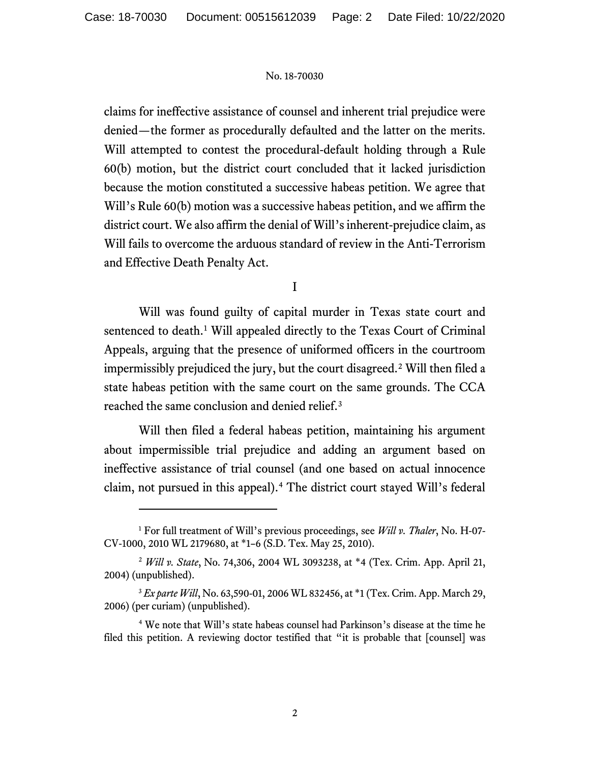claims for ineffective assistance of counsel and inherent trial prejudice were denied—the former as procedurally defaulted and the latter on the merits. Will attempted to contest the procedural-default holding through a Rule 60(b) motion, but the district court concluded that it lacked jurisdiction because the motion constituted a successive habeas petition. We agree that Will's Rule 60(b) motion was a successive habeas petition, and we affirm the district court. We also affirm the denial of Will's inherent-prejudice claim, as Will fails to overcome the arduous standard of review in the Anti-Terrorism and Effective Death Penalty Act.

I

Will was found guilty of capital murder in Texas state court and sentenced to death.[1] Will appealed directly to the Texas Court of Criminal Appeals, arguing that the presence of uniformed officers in the courtroom impermissibly prejudiced the jury, but the court disagreed.[2] Will then filed a state habeas petition with the same court on the same grounds. The CCA reached the same conclusion and denied relief.[3]

Will then filed a federal habeas petition, maintaining his argument about impermissible trial prejudice and adding an argument based on ineffective assistance of trial counsel (and one based on actual innocence claim, not pursued in this appeal).[4] The district court stayed Will's federal

---

[1] For full treatment of Will's previous proceedings, see *Will v. Thaler*, No. H-07-CV-1000, 2010 WL 2179680, at *1–6 (S.D. Tex. May 25, 2010).

[2] *Will v. State*, No. 74,306, 2004 WL 3093238, at *4 (Tex. Crim. App. April 21, 2004) (unpublished).

[3] *Ex parte Will*, No. 63,590-01, 2006 WL 832456, at *1 (Tex. Crim. App. March 29, 2006) (per curiam) (unpublished).

[4] We note that Will's state habeas counsel had Parkinson's disease at the time he filed this petition. A reviewing doctor testified that "it is probable that [counsel] was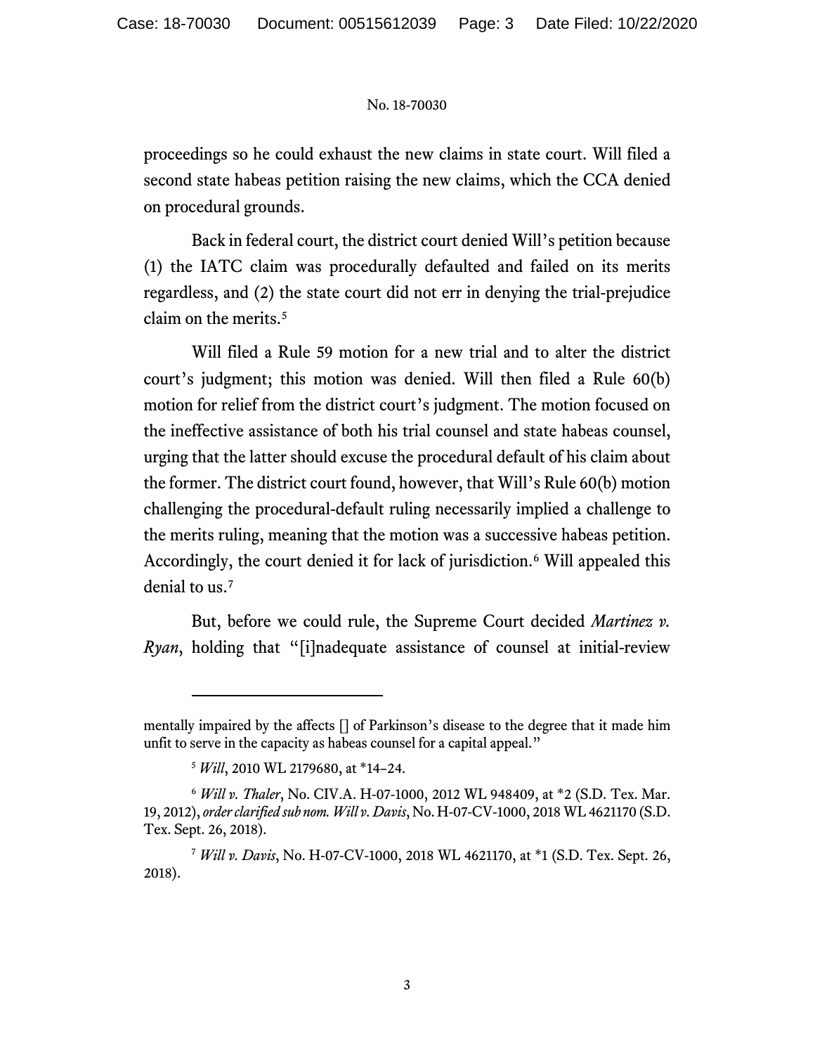proceedings so he could exhaust the new claims in state court. Will filed a second state habeas petition raising the new claims, which the CCA denied on procedural grounds.

Back in federal court, the district court denied Will's petition because (1) the IATC claim was procedurally defaulted and failed on its merits regardless, and (2) the state court did not err in denying the trial-prejudice claim on the merits.[5]

Will filed a Rule 59 motion for a new trial and to alter the district court's judgment; this motion was denied. Will then filed a Rule 60(b) motion for relief from the district court's judgment. The motion focused on the ineffective assistance of both his trial counsel and state habeas counsel, urging that the latter should excuse the procedural default of his claim about the former. The district court found, however, that Will's Rule 60(b) motion challenging the procedural-default ruling necessarily implied a challenge to the merits ruling, meaning that the motion was a successive habeas petition. Accordingly, the court denied it for lack of jurisdiction.[6] Will appealed this denial to us.[7]

But, before we could rule, the Supreme Court decided *Martinez v. Ryan*, holding that "[i]nadequate assistance of counsel at initial-review

---

mentally impaired by the affects [] of Parkinson's disease to the degree that it made him unfit to serve in the capacity as habeas counsel for a capital appeal."

[5] *Will*, 2010 WL 2179680, at *14–24.

[6] *Will v. Thaler*, No. CIV.A. H-07-1000, 2012 WL 948409, at *2 (S.D. Tex. Mar. 19, 2012), *order clarified sub nom. Will v. Davis*, No. H-07-CV-1000, 2018 WL 4621170 (S.D. Tex. Sept. 26, 2018).

[7] *Will v. Davis*, No. H-07-CV-1000, 2018 WL 4621170, at *1 (S.D. Tex. Sept. 26, 2018).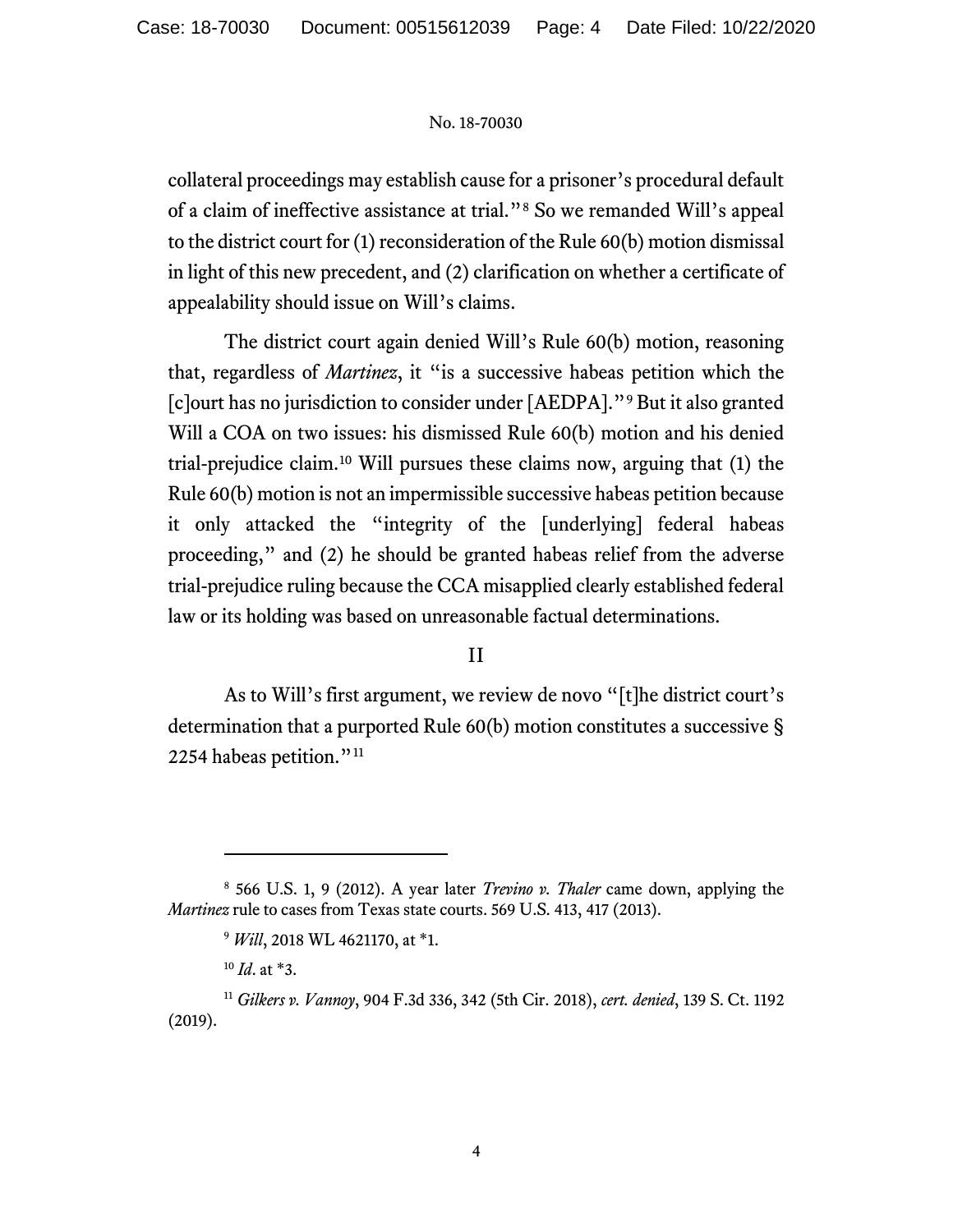collateral proceedings may establish cause for a prisoner's procedural default of a claim of ineffective assistance at trial."[8] So we remanded Will's appeal to the district court for (1) reconsideration of the Rule 60(b) motion dismissal in light of this new precedent, and (2) clarification on whether a certificate of appealability should issue on Will's claims.

The district court again denied Will's Rule 60(b) motion, reasoning that, regardless of *Martinez*, it "is a successive habeas petition which the [c]ourt has no jurisdiction to consider under [AEDPA]."[9] But it also granted Will a COA on two issues: his dismissed Rule 60(b) motion and his denied trial-prejudice claim.[10] Will pursues these claims now, arguing that (1) the Rule 60(b) motion is not an impermissible successive habeas petition because it only attacked the "integrity of the [underlying] federal habeas proceeding," and (2) he should be granted habeas relief from the adverse trial-prejudice ruling because the CCA misapplied clearly established federal law or its holding was based on unreasonable factual determinations.

## II

As to Will's first argument, we review de novo "[t]he district court's determination that a purported Rule 60(b) motion constitutes a successive § 2254 habeas petition."[11]

---

[8] 566 U.S. 1, 9 (2012). A year later *Trevino v. Thaler* came down, applying the *Martinez* rule to cases from Texas state courts. 569 U.S. 413, 417 (2013).

[9] *Will*, 2018 WL 4621170, at *1.

[10] *Id*. at *3.

[11] *Gilkers v. Vannoy*, 904 F.3d 336, 342 (5th Cir. 2018), *cert. denied*, 139 S. Ct. 1192 (2019).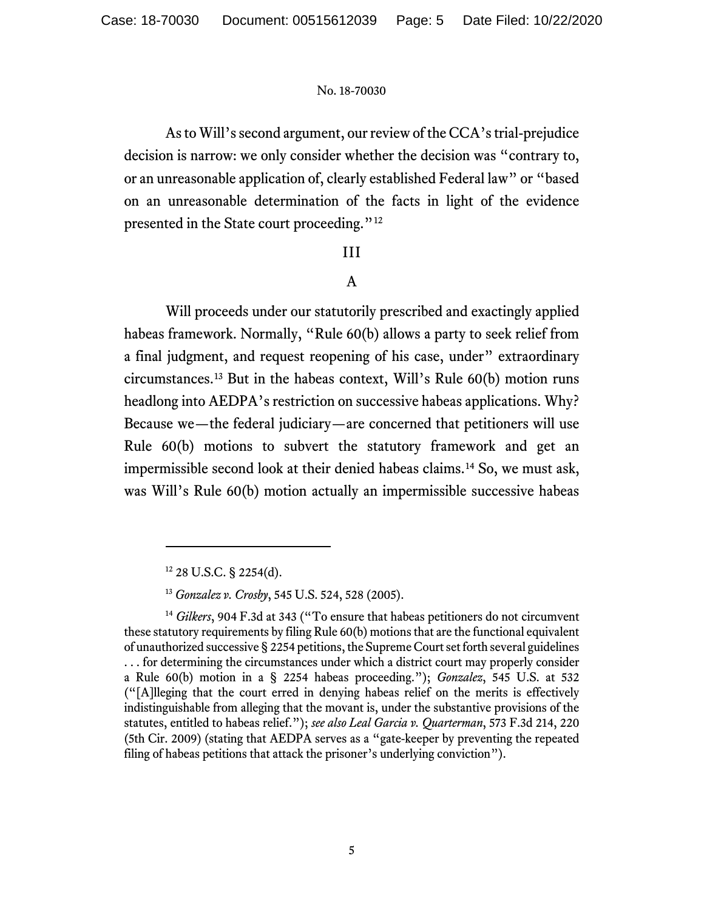As to Will's second argument, our review of the CCA's trial-prejudice decision is narrow: we only consider whether the decision was "contrary to, or an unreasonable application of, clearly established Federal law" or "based on an unreasonable determination of the facts in light of the evidence presented in the State court proceeding."[12]

## III

### A

Will proceeds under our statutorily prescribed and exactingly applied habeas framework. Normally, "Rule 60(b) allows a party to seek relief from a final judgment, and request reopening of his case, under" extraordinary circumstances.[13] But in the habeas context, Will's Rule 60(b) motion runs headlong into AEDPA's restriction on successive habeas applications. Why? Because we—the federal judiciary—are concerned that petitioners will use Rule 60(b) motions to subvert the statutory framework and get an impermissible second look at their denied habeas claims.[14] So, we must ask, was Will's Rule 60(b) motion actually an impermissible successive habeas

---

[12] 28 U.S.C. § 2254(d).

[13] *Gonzalez v. Crosby*, 545 U.S. 524, 528 (2005).

[14] *Gilkers*, 904 F.3d at 343 ("To ensure that habeas petitioners do not circumvent these statutory requirements by filing Rule 60(b) motions that are the functional equivalent of unauthorized successive § 2254 petitions, the Supreme Court set forth several guidelines . . . for determining the circumstances under which a district court may properly consider a Rule 60(b) motion in a § 2254 habeas proceeding."); *Gonzalez*, 545 U.S. at 532 ("[A]lleging that the court erred in denying habeas relief on the merits is effectively indistinguishable from alleging that the movant is, under the substantive provisions of the statutes, entitled to habeas relief."); *see also Leal Garcia v. Quarterman*, 573 F.3d 214, 220 (5th Cir. 2009) (stating that AEDPA serves as a "gate-keeper by preventing the repeated filing of habeas petitions that attack the prisoner's underlying conviction").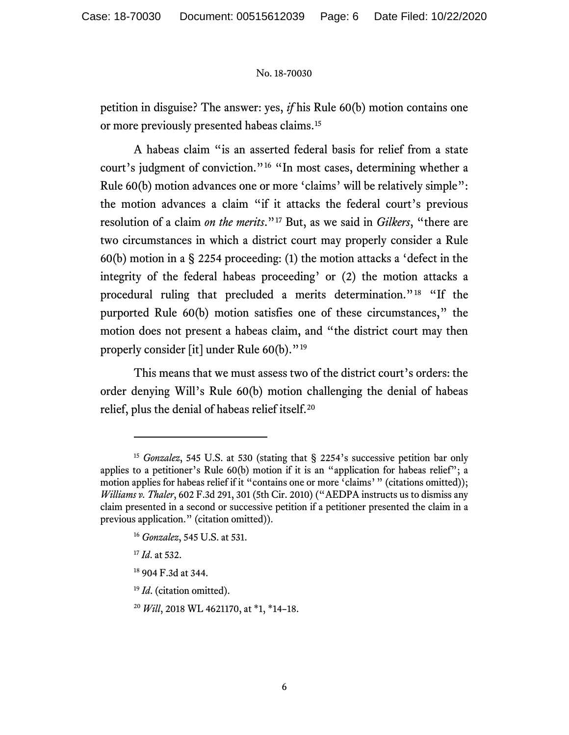petition in disguise? The answer: yes, *if* his Rule 60(b) motion contains one or more previously presented habeas claims.[15]

A habeas claim "is an asserted federal basis for relief from a state court's judgment of conviction."[16] "In most cases, determining whether a Rule 60(b) motion advances one or more 'claims' will be relatively simple": the motion advances a claim "if it attacks the federal court's previous resolution of a claim *on the merits*."[17] But, as we said in *Gilkers*, "there are two circumstances in which a district court may properly consider a Rule 60(b) motion in a § 2254 proceeding: (1) the motion attacks a 'defect in the integrity of the federal habeas proceeding' or (2) the motion attacks a procedural ruling that precluded a merits determination."[18] "If the purported Rule 60(b) motion satisfies one of these circumstances," the motion does not present a habeas claim, and "the district court may then properly consider [it] under Rule 60(b)."[19]

This means that we must assess two of the district court's orders: the order denying Will's Rule 60(b) motion challenging the denial of habeas relief, plus the denial of habeas relief itself.[20]

---

[15] *Gonzalez*, 545 U.S. at 530 (stating that § 2254's successive petition bar only applies to a petitioner's Rule 60(b) motion if it is an "application for habeas relief"; a motion applies for habeas relief if it "contains one or more 'claims' " (citations omitted)); *Williams v. Thaler*, 602 F.3d 291, 301 (5th Cir. 2010) ("AEDPA instructs us to dismiss any claim presented in a second or successive petition if a petitioner presented the claim in a previous application." (citation omitted)).

[16] *Gonzalez*, 545 U.S. at 531.

[17] *Id*. at 532.

[18] 904 F.3d at 344.

[19] *Id*. (citation omitted).

[20] *Will*, 2018 WL 4621170, at *1, *14–18.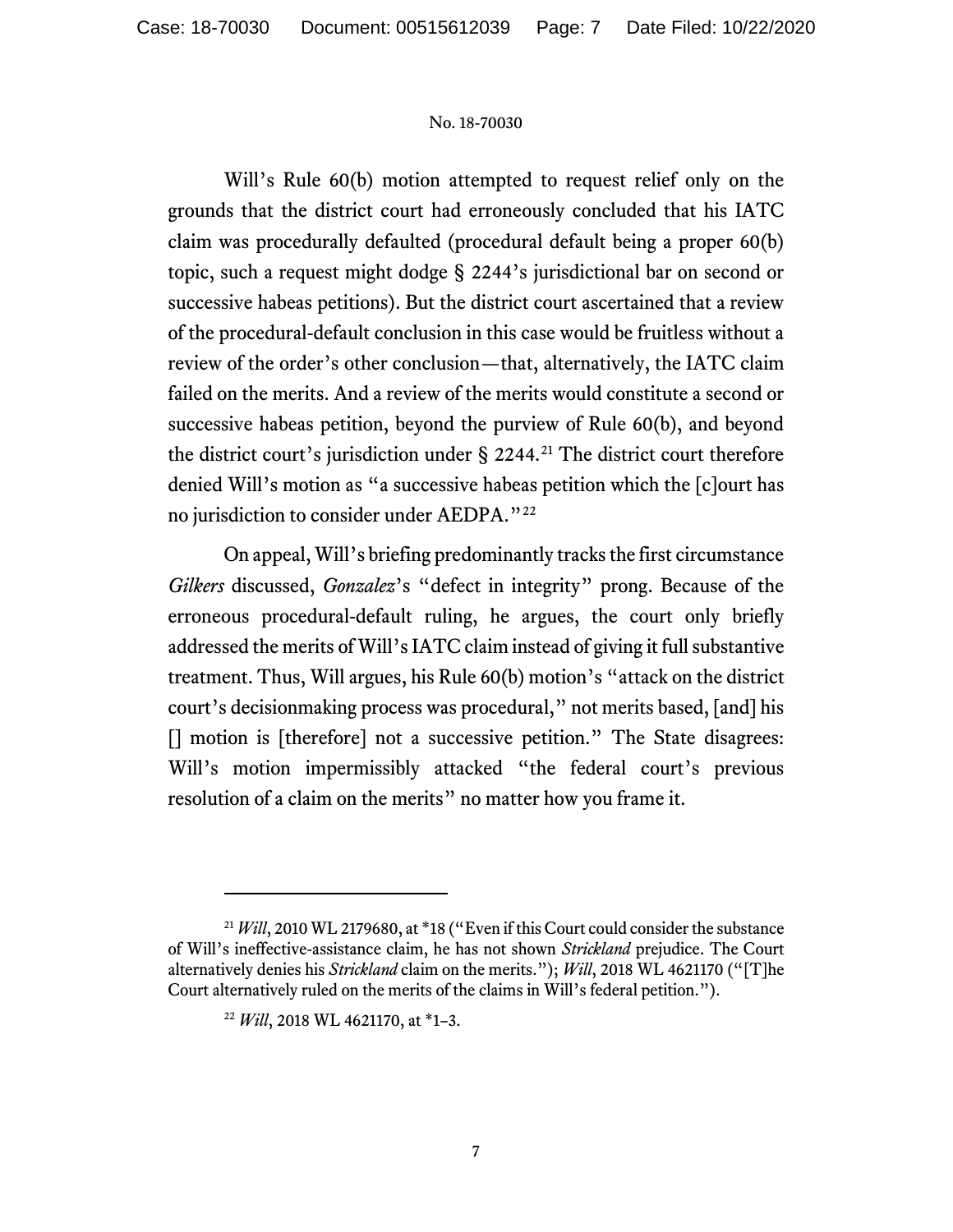Will's Rule 60(b) motion attempted to request relief only on the grounds that the district court had erroneously concluded that his IATC claim was procedurally defaulted (procedural default being a proper 60(b) topic, such a request might dodge § 2244's jurisdictional bar on second or successive habeas petitions). But the district court ascertained that a review of the procedural-default conclusion in this case would be fruitless without a review of the order's other conclusion—that, alternatively, the IATC claim failed on the merits. And a review of the merits would constitute a second or successive habeas petition, beyond the purview of Rule 60(b), and beyond the district court's jurisdiction under § 2244.[21] The district court therefore denied Will's motion as "a successive habeas petition which the [c]ourt has no jurisdiction to consider under AEDPA."[22]

On appeal, Will's briefing predominantly tracks the first circumstance *Gilkers* discussed, *Gonzalez*'s "defect in integrity" prong. Because of the erroneous procedural-default ruling, he argues, the court only briefly addressed the merits of Will's IATC claim instead of giving it full substantive treatment. Thus, Will argues, his Rule 60(b) motion's "attack on the district court's decisionmaking process was procedural," not merits based, [and] his [] motion is [therefore] not a successive petition." The State disagrees: Will's motion impermissibly attacked "the federal court's previous resolution of a claim on the merits" no matter how you frame it.

---

[21] *Will*, 2010 WL 2179680, at *18 ("Even if this Court could consider the substance of Will's ineffective-assistance claim, he has not shown *Strickland* prejudice. The Court alternatively denies his *Strickland* claim on the merits."); *Will*, 2018 WL 4621170 ("[T]he Court alternatively ruled on the merits of the claims in Will's federal petition.").

[22] *Will*, 2018 WL 4621170, at *1–3.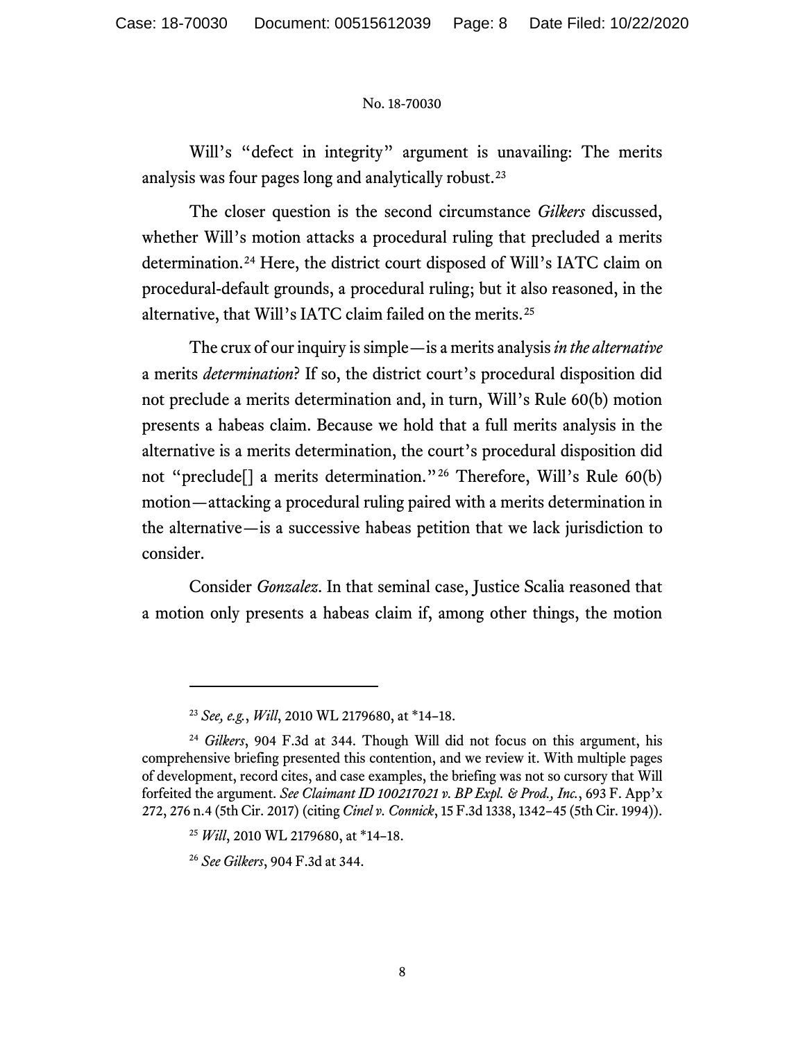Will's "defect in integrity" argument is unavailing: The merits analysis was four pages long and analytically robust.[23]

The closer question is the second circumstance *Gilkers* discussed, whether Will's motion attacks a procedural ruling that precluded a merits determination.[24] Here, the district court disposed of Will's IATC claim on procedural-default grounds, a procedural ruling; but it also reasoned, in the alternative, that Will's IATC claim failed on the merits.[25]

The crux of our inquiry is simple—is a merits analysis *in the alternative* a merits *determination*? If so, the district court's procedural disposition did not preclude a merits determination and, in turn, Will's Rule 60(b) motion presents a habeas claim. Because we hold that a full merits analysis in the alternative is a merits determination, the court's procedural disposition did not "preclude[] a merits determination."[26] Therefore, Will's Rule 60(b) motion—attacking a procedural ruling paired with a merits determination in the alternative—is a successive habeas petition that we lack jurisdiction to consider.

Consider *Gonzalez*. In that seminal case, Justice Scalia reasoned that a motion only presents a habeas claim if, among other things, the motion

---

[23] *See, e.g.*, *Will*, 2010 WL 2179680, at *14–18.

[24] *Gilkers*, 904 F.3d at 344. Though Will did not focus on this argument, his comprehensive briefing presented this contention, and we review it. With multiple pages of development, record cites, and case examples, the briefing was not so cursory that Will forfeited the argument. *See Claimant ID 100217021 v. BP Expl. & Prod., Inc.*, 693 F. App'x 272, 276 n.4 (5th Cir. 2017) (citing *Cinel v. Connick*, 15 F.3d 1338, 1342–45 (5th Cir. 1994)).

[25] *Will*, 2010 WL 2179680, at *14–18.

[26] *See Gilkers*, 904 F.3d at 344.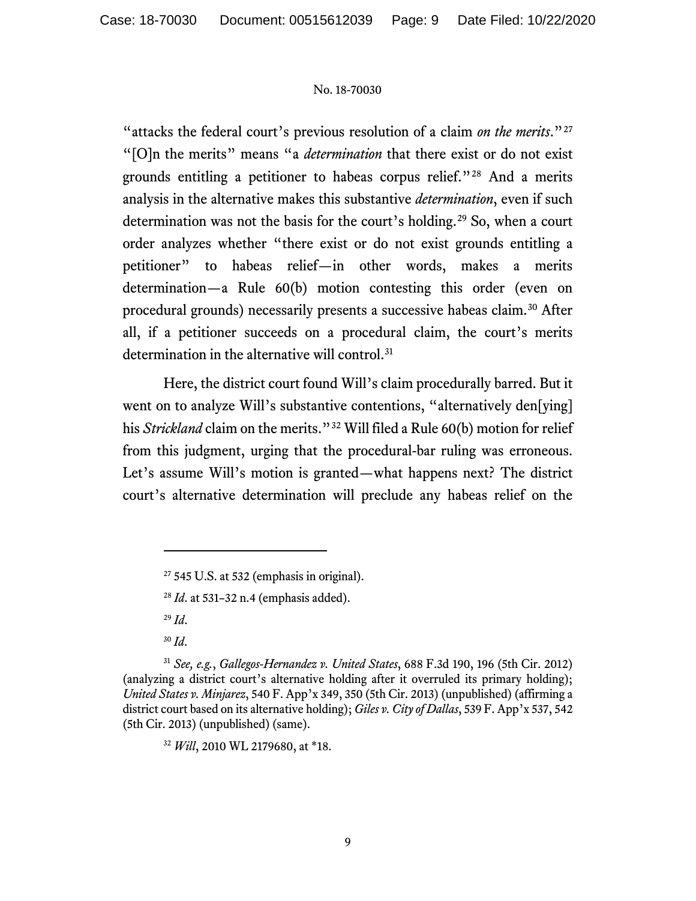"attacks the federal court's previous resolution of a claim *on the merits*."[27] "[O]n the merits" means "a *determination* that there exist or do not exist grounds entitling a petitioner to habeas corpus relief."[28] And a merits analysis in the alternative makes this substantive *determination*, even if such determination was not the basis for the court's holding.[29] So, when a court order analyzes whether "there exist or do not exist grounds entitling a petitioner" to habeas relief—in other words, makes a merits determination—a Rule 60(b) motion contesting this order (even on procedural grounds) necessarily presents a successive habeas claim.[30] After all, if a petitioner succeeds on a procedural claim, the court's merits determination in the alternative will control.[31]

Here, the district court found Will's claim procedurally barred. But it went on to analyze Will's substantive contentions, "alternatively den[ying] his *Strickland* claim on the merits."[32] Will filed a Rule 60(b) motion for relief from this judgment, urging that the procedural-bar ruling was erroneous. Let's assume Will's motion is granted—what happens next? The district court's alternative determination will preclude any habeas relief on the

---

[27] 545 U.S. at 532 (emphasis in original).

[28] *Id*. at 531–32 n.4 (emphasis added).

[29] *Id*.

[30] *Id*.

[31] *See, e.g.*, *Gallegos-Hernandez v. United States*, 688 F.3d 190, 196 (5th Cir. 2012) (analyzing a district court's alternative holding after it overruled its primary holding); *United States v. Minjarez*, 540 F. App'x 349, 350 (5th Cir. 2013) (unpublished) (affirming a district court based on its alternative holding); *Giles v. City of Dallas*, 539 F. App'x 537, 542 (5th Cir. 2013) (unpublished) (same).

[32] *Will*, 2010 WL 2179680, at *18.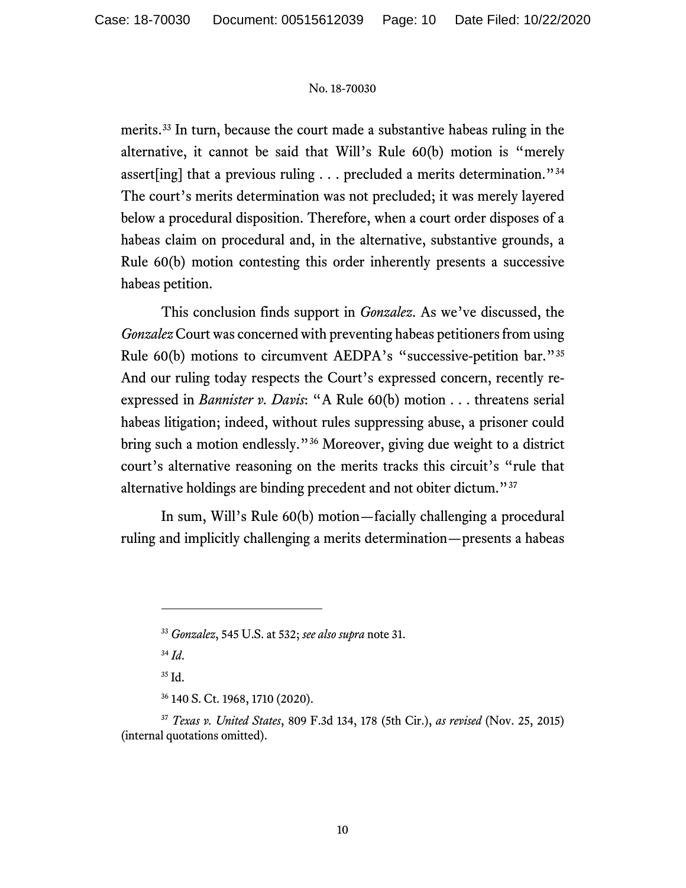merits.[33] In turn, because the court made a substantive habeas ruling in the alternative, it cannot be said that Will's Rule 60(b) motion is "merely assert[ing] that a previous ruling . . . precluded a merits determination."[34] The court's merits determination was not precluded; it was merely layered below a procedural disposition. Therefore, when a court order disposes of a habeas claim on procedural and, in the alternative, substantive grounds, a Rule 60(b) motion contesting this order inherently presents a successive habeas petition.

This conclusion finds support in *Gonzalez*. As we've discussed, the *Gonzalez* Court was concerned with preventing habeas petitioners from using Rule 60(b) motions to circumvent AEDPA's "successive-petition bar."[35] And our ruling today respects the Court's expressed concern, recently re-expressed in *Bannister v. Davis*: "A Rule 60(b) motion . . . threatens serial habeas litigation; indeed, without rules suppressing abuse, a prisoner could bring such a motion endlessly."[36] Moreover, giving due weight to a district court's alternative reasoning on the merits tracks this circuit's "rule that alternative holdings are binding precedent and not obiter dictum."[37]

In sum, Will's Rule 60(b) motion—facially challenging a procedural ruling and implicitly challenging a merits determination—presents a habeas

---

[33] *Gonzalez*, 545 U.S. at 532; *see also supra* note 31.

[34] *Id*.

[35] Id.

[36] 140 S. Ct. 1968, 1710 (2020).

[37] *Texas v. United States*, 809 F.3d 134, 178 (5th Cir.), *as revised* (Nov. 25, 2015) (internal quotations omitted).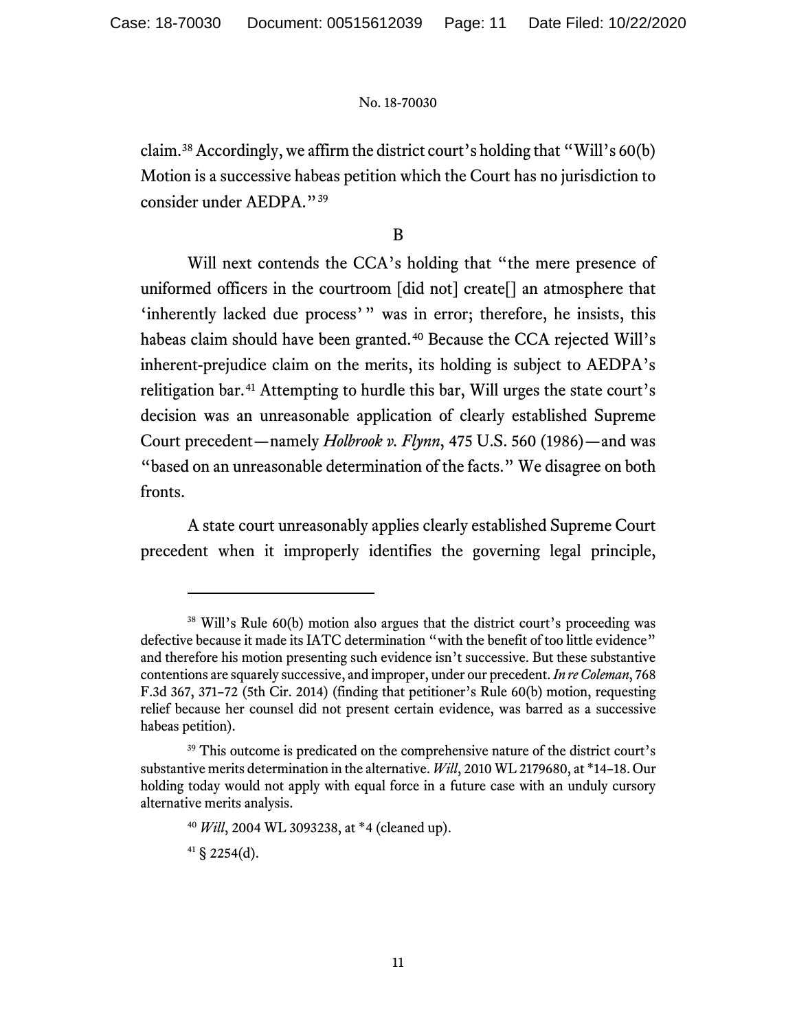claim.[38] Accordingly, we affirm the district court's holding that "Will's 60(b) Motion is a successive habeas petition which the Court has no jurisdiction to consider under AEDPA."[39]

B

Will next contends the CCA's holding that "the mere presence of uniformed officers in the courtroom [did not] create[] an atmosphere that 'inherently lacked due process'" was in error; therefore, he insists, this habeas claim should have been granted.[40] Because the CCA rejected Will's inherent-prejudice claim on the merits, its holding is subject to AEDPA's relitigation bar.[41] Attempting to hurdle this bar, Will urges the state court's decision was an unreasonable application of clearly established Supreme Court precedent—namely *Holbrook v. Flynn*, 475 U.S. 560 (1986)—and was "based on an unreasonable determination of the facts." We disagree on both fronts.

A state court unreasonably applies clearly established Supreme Court precedent when it improperly identifies the governing legal principle,

---

[38] Will's Rule 60(b) motion also argues that the district court's proceeding was defective because it made its IATC determination "with the benefit of too little evidence" and therefore his motion presenting such evidence isn't successive. But these substantive contentions are squarely successive, and improper, under our precedent. *In re Coleman*, 768 F.3d 367, 371–72 (5th Cir. 2014) (finding that petitioner's Rule 60(b) motion, requesting relief because her counsel did not present certain evidence, was barred as a successive habeas petition).

[39] This outcome is predicated on the comprehensive nature of the district court's substantive merits determination in the alternative. *Will*, 2010 WL 2179680, at *14–18. Our holding today would not apply with equal force in a future case with an unduly cursory alternative merits analysis.

[40] *Will*, 2004 WL 3093238, at *4 (cleaned up).

[41] § 2254(d).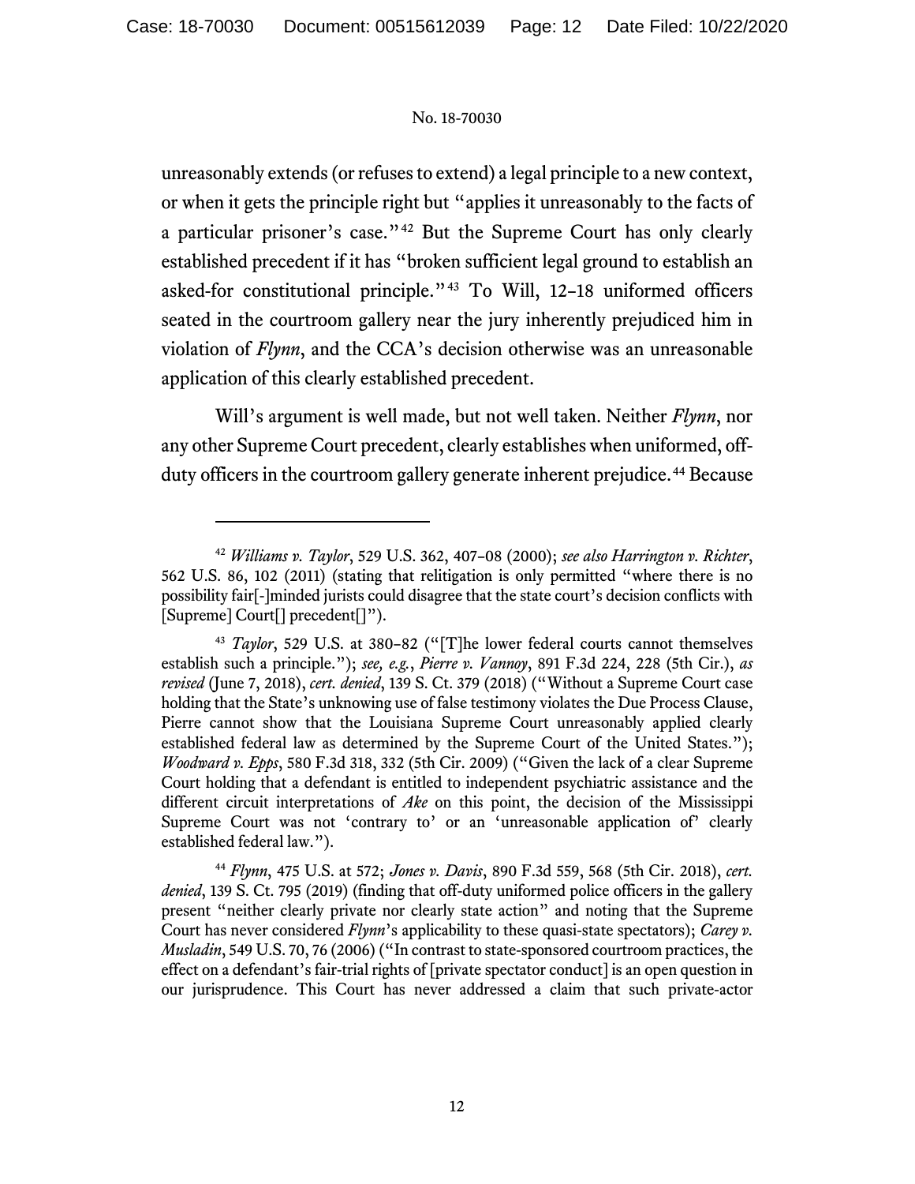unreasonably extends (or refuses to extend) a legal principle to a new context, or when it gets the principle right but "applies it unreasonably to the facts of a particular prisoner's case."[42] But the Supreme Court has only clearly established precedent if it has "broken sufficient legal ground to establish an asked-for constitutional principle."[43] To Will, 12–18 uniformed officers seated in the courtroom gallery near the jury inherently prejudiced him in violation of *Flynn*, and the CCA's decision otherwise was an unreasonable application of this clearly established precedent.

Will's argument is well made, but not well taken. Neither *Flynn*, nor any other Supreme Court precedent, clearly establishes when uniformed, off-duty officers in the courtroom gallery generate inherent prejudice.[44] Because

---

[42] *Williams v. Taylor*, 529 U.S. 362, 407–08 (2000); *see also Harrington v. Richter*, 562 U.S. 86, 102 (2011) (stating that relitigation is only permitted "where there is no possibility fair[-]minded jurists could disagree that the state court's decision conflicts with [Supreme] Court[] precedent[]").

[43] *Taylor*, 529 U.S. at 380–82 ("[T]he lower federal courts cannot themselves establish such a principle."); *see, e.g.*, *Pierre v. Vannoy*, 891 F.3d 224, 228 (5th Cir.), *as revised* (June 7, 2018), *cert. denied*, 139 S. Ct. 379 (2018) ("Without a Supreme Court case holding that the State's unknowing use of false testimony violates the Due Process Clause, Pierre cannot show that the Louisiana Supreme Court unreasonably applied clearly established federal law as determined by the Supreme Court of the United States."); *Woodward v. Epps*, 580 F.3d 318, 332 (5th Cir. 2009) ("Given the lack of a clear Supreme Court holding that a defendant is entitled to independent psychiatric assistance and the different circuit interpretations of *Ake* on this point, the decision of the Mississippi Supreme Court was not 'contrary to' or an 'unreasonable application of' clearly established federal law.").

[44] *Flynn*, 475 U.S. at 572; *Jones v. Davis*, 890 F.3d 559, 568 (5th Cir. 2018), *cert. denied*, 139 S. Ct. 795 (2019) (finding that off-duty uniformed police officers in the gallery present "neither clearly private nor clearly state action" and noting that the Supreme Court has never considered *Flynn*'s applicability to these quasi-state spectators); *Carey v. Musladin*, 549 U.S. 70, 76 (2006) ("In contrast to state-sponsored courtroom practices, the effect on a defendant's fair-trial rights of [private spectator conduct] is an open question in our jurisprudence. This Court has never addressed a claim that such private-actor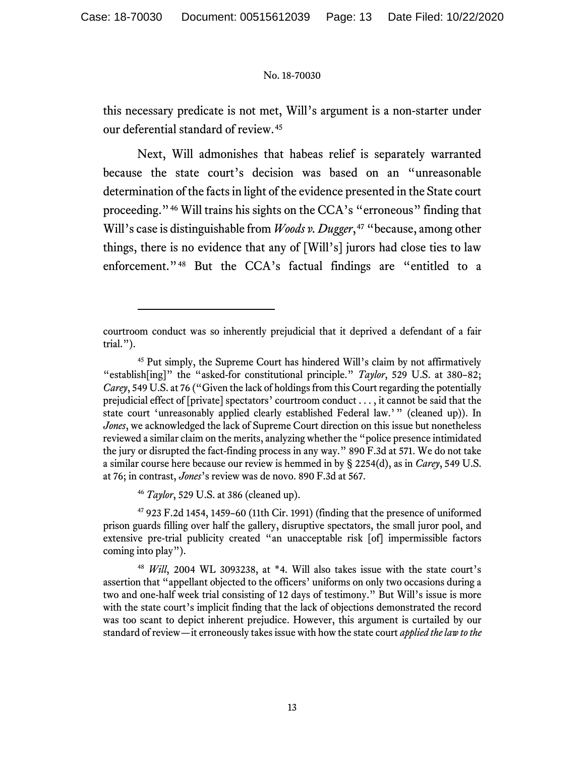this necessary predicate is not met, Will's argument is a non-starter under our deferential standard of review.[45]

Next, Will admonishes that habeas relief is separately warranted because the state court's decision was based on an "unreasonable determination of the facts in light of the evidence presented in the State court proceeding."[46] Will trains his sights on the CCA's "erroneous" finding that Will's case is distinguishable from *Woods v. Dugger*,[47] "because, among other things, there is no evidence that any of [Will's] jurors had close ties to law enforcement."[48] But the CCA's factual findings are "entitled to a

---

courtroom conduct was so inherently prejudicial that it deprived a defendant of a fair trial.").

[45] Put simply, the Supreme Court has hindered Will's claim by not affirmatively "establish[ing]" the "asked-for constitutional principle." *Taylor*, 529 U.S. at 380–82; *Carey*, 549 U.S. at 76 ("Given the lack of holdings from this Court regarding the potentially prejudicial effect of [private] spectators' courtroom conduct . . . , it cannot be said that the state court 'unreasonably applied clearly established Federal law.'" (cleaned up)). In *Jones*, we acknowledged the lack of Supreme Court direction on this issue but nonetheless reviewed a similar claim on the merits, analyzing whether the "police presence intimidated the jury or disrupted the fact-finding process in any way." 890 F.3d at 571. We do not take a similar course here because our review is hemmed in by § 2254(d), as in *Carey*, 549 U.S. at 76; in contrast, *Jones*'s review was de novo. 890 F.3d at 567.

[46] *Taylor*, 529 U.S. at 386 (cleaned up).

[47] 923 F.2d 1454, 1459–60 (11th Cir. 1991) (finding that the presence of uniformed prison guards filling over half the gallery, disruptive spectators, the small juror pool, and extensive pre-trial publicity created "an unacceptable risk [of] impermissible factors coming into play").

[48] *Will*, 2004 WL 3093238, at *4. Will also takes issue with the state court's assertion that "appellant objected to the officers' uniforms on only two occasions during a two and one-half week trial consisting of 12 days of testimony." But Will's issue is more with the state court's implicit finding that the lack of objections demonstrated the record was too scant to depict inherent prejudice. However, this argument is curtailed by our standard of review—it erroneously takes issue with how the state court *applied the law to the*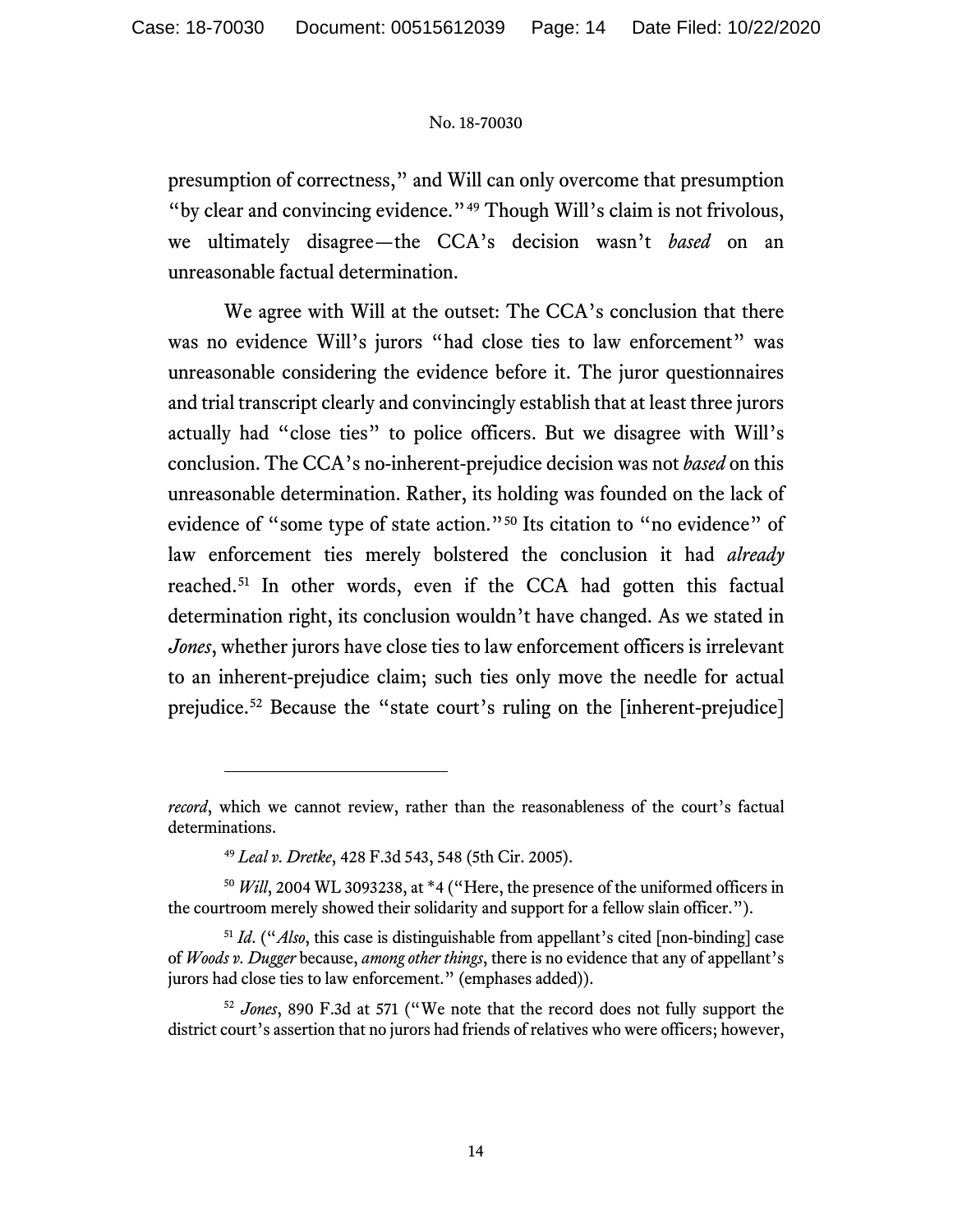presumption of correctness," and Will can only overcome that presumption "by clear and convincing evidence."[49] Though Will's claim is not frivolous, we ultimately disagree—the CCA's decision wasn't *based* on an unreasonable factual determination.

We agree with Will at the outset: The CCA's conclusion that there was no evidence Will's jurors "had close ties to law enforcement" was unreasonable considering the evidence before it. The juror questionnaires and trial transcript clearly and convincingly establish that at least three jurors actually had "close ties" to police officers. But we disagree with Will's conclusion. The CCA's no-inherent-prejudice decision was not *based* on this unreasonable determination. Rather, its holding was founded on the lack of evidence of "some type of state action."[50] Its citation to "no evidence" of law enforcement ties merely bolstered the conclusion it had *already* reached.[51] In other words, even if the CCA had gotten this factual determination right, its conclusion wouldn't have changed. As we stated in *Jones*, whether jurors have close ties to law enforcement officers is irrelevant to an inherent-prejudice claim; such ties only move the needle for actual prejudice.[52] Because the "state court's ruling on the [inherent-prejudice]

---

*record*, which we cannot review, rather than the reasonableness of the court's factual determinations.

[49] *Leal v. Dretke*, 428 F.3d 543, 548 (5th Cir. 2005).

[50] *Will*, 2004 WL 3093238, at *4 ("Here, the presence of the uniformed officers in the courtroom merely showed their solidarity and support for a fellow slain officer.").

[51] *Id*. ("*Also*, this case is distinguishable from appellant's cited [non-binding] case of *Woods v. Dugger* because, *among other things*, there is no evidence that any of appellant's jurors had close ties to law enforcement." (emphases added)).

[52] *Jones*, 890 F.3d at 571 ("We note that the record does not fully support the district court's assertion that no jurors had friends of relatives who were officers; however,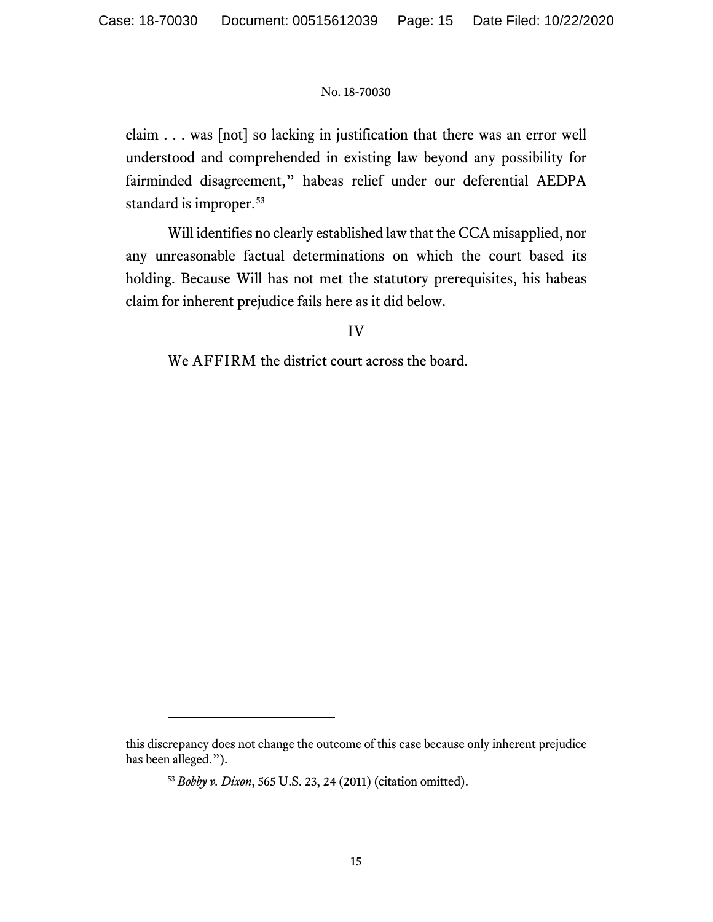claim . . . was [not] so lacking in justification that there was an error well understood and comprehended in existing law beyond any possibility for fairminded disagreement," habeas relief under our deferential AEDPA standard is improper.[53]

Will identifies no clearly established law that the CCA misapplied, nor any unreasonable factual determinations on which the court based its holding. Because Will has not met the statutory prerequisites, his habeas claim for inherent prejudice fails here as it did below.

## IV

We AFFIRM the district court across the board.

---

this discrepancy does not change the outcome of this case because only inherent prejudice has been alleged.").

[53] *Bobby v. Dixon*, 565 U.S. 23, 24 (2011) (citation omitted).